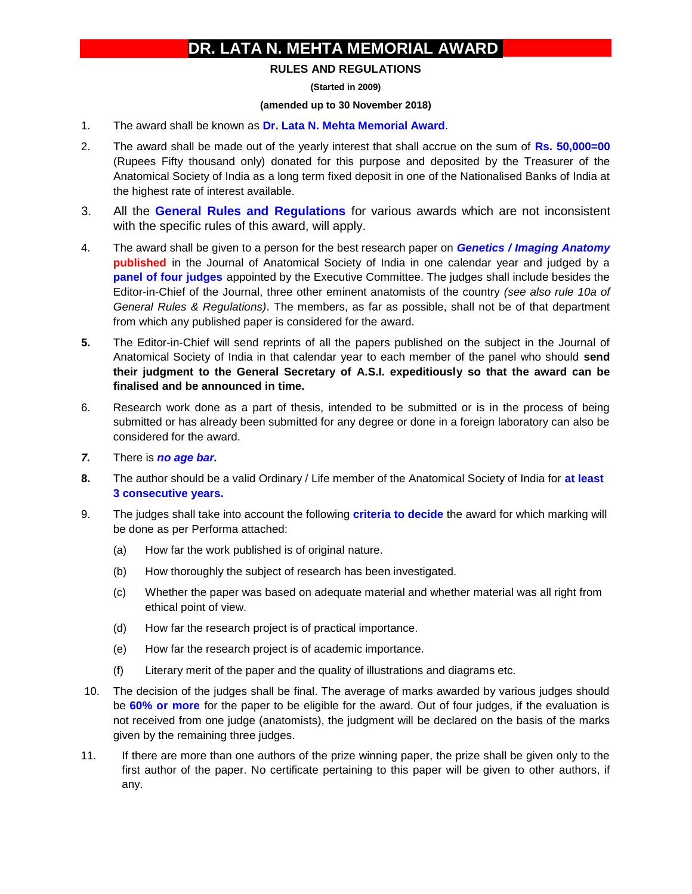# DR. LATA N. MEHTA MEMORIAL AWARD

**RULES AND REGULATIONS**

**(Started in 2009)**

**(amended up to 30 November 2018)**

1. The award shall be known as **Dr. Lata N. Mehta Memorial Award**.

2. The award shall be made out of the yearly interest that shall accrue on the sum of **Rs. 50,000=00** (Rupees Fifty thousand only) donated for this purpose and deposited by the Treasurer of the Anatomical Society of India as a long term fixed deposit in one of the Nationalised Banks of India at the highest rate of interest available.

3. All the **General Rules and Regulations** for various awards which are not inconsistent with the specific rules of this award, will apply.

4. The award shall be given to a person for the best research paper on ***Genetics / Imaging Anatomy*** **published** in the Journal of Anatomical Society of India in one calendar year and judged by a **panel of four judges** appointed by the Executive Committee. The judges shall include besides the Editor-in-Chief of the Journal, three other eminent anatomists of the country *(see also rule 10a of General Rules & Regulations)*. The members, as far as possible, shall not be of that department from which any published paper is considered for the award.

5. The Editor-in-Chief will send reprints of all the papers published on the subject in the Journal of Anatomical Society of India in that calendar year to each member of the panel who should **send their judgment to the General Secretary of A.S.I. expeditiously so that the award can be finalised and be announced in time.**

6. Research work done as a part of thesis, intended to be submitted or is in the process of being submitted or has already been submitted for any degree or done in a foreign laboratory can also be considered for the award.

7. There is ***no age bar.***

8. The author should be a valid Ordinary / Life member of the Anatomical Society of India for **at least 3 consecutive years.**

9. The judges shall take into account the following **criteria to decide** the award for which marking will be done as per Performa attached:

   (a) How far the work published is of original nature.

   (b) How thoroughly the subject of research has been investigated.

   (c) Whether the paper was based on adequate material and whether material was all right from ethical point of view.

   (d) How far the research project is of practical importance.

   (e) How far the research project is of academic importance.

   (f) Literary merit of the paper and the quality of illustrations and diagrams etc.

10. The decision of the judges shall be final. The average of marks awarded by various judges should be **60% or more** for the paper to be eligible for the award. Out of four judges, if the evaluation is not received from one judge (anatomists), the judgment will be declared on the basis of the marks given by the remaining three judges.

11. If there are more than one authors of the prize winning paper, the prize shall be given only to the first author of the paper. No certificate pertaining to this paper will be given to other authors, if any.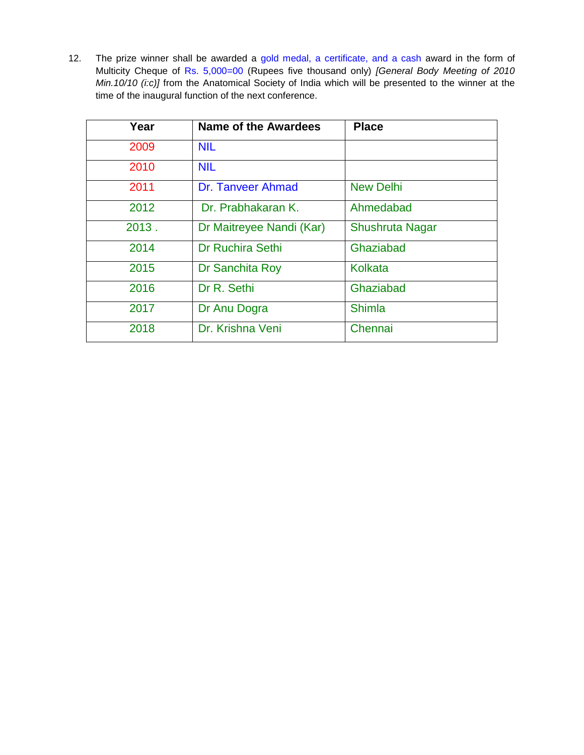12. The prize winner shall be awarded a gold medal, a certificate, and a cash award in the form of Multicity Cheque of Rs. 5,000=00 (Rupees five thousand only) *[General Body Meeting of 2010 Min.10/10 (i:c)]* from the Anatomical Society of India which will be presented to the winner at the time of the inaugural function of the next conference.

| Year | Name of the Awardees | Place |
|---|---|---|
| 2009 | NIL | |
| 2010 | NIL | |
| 2011 | Dr. Tanveer Ahmad | New Delhi |
| 2012 | Dr. Prabhakaran K. | Ahmedabad |
| 2013 . | Dr Maitreyee Nandi (Kar) | Shushruta Nagar |
| 2014 | Dr Ruchira Sethi | Ghaziabad |
| 2015 | Dr Sanchita Roy | Kolkata |
| 2016 | Dr R. Sethi | Ghaziabad |
| 2017 | Dr Anu Dogra | Shimla |
| 2018 | Dr. Krishna Veni | Chennai |